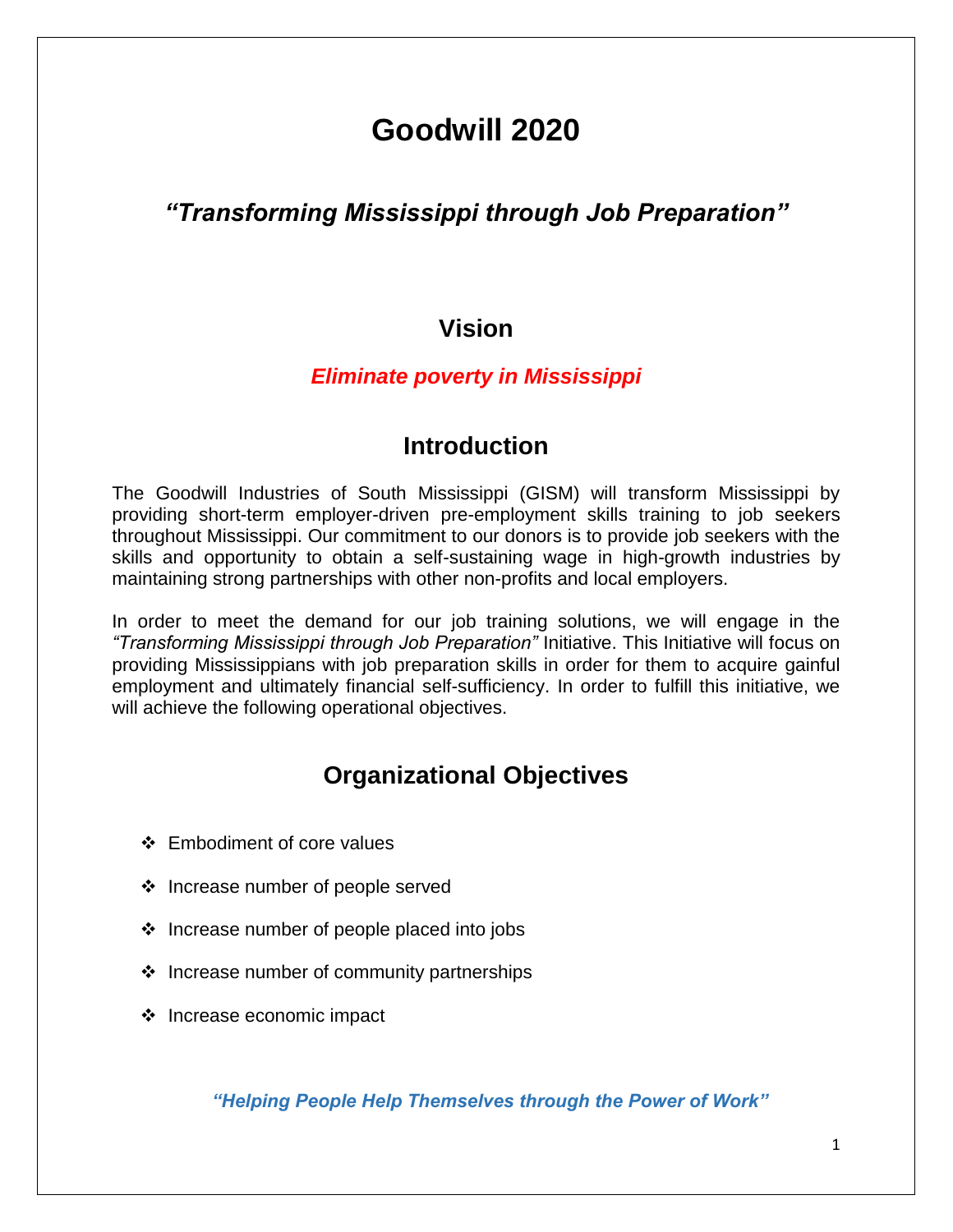# Goodwill 2020

## *"Transforming Mississippi through Job Preparation"*

## Vision

***Eliminate poverty in Mississippi***

## Introduction

The Goodwill Industries of South Mississippi (GISM) will transform Mississippi by providing short-term employer-driven pre-employment skills training to job seekers throughout Mississippi. Our commitment to our donors is to provide job seekers with the skills and opportunity to obtain a self-sustaining wage in high-growth industries by maintaining strong partnerships with other non-profits and local employers.

In order to meet the demand for our job training solutions, we will engage in the *"Transforming Mississippi through Job Preparation"* Initiative. This Initiative will focus on providing Mississippians with job preparation skills in order for them to acquire gainful employment and ultimately financial self-sufficiency. In order to fulfill this initiative, we will achieve the following operational objectives.

## Organizational Objectives

- Embodiment of core values
- Increase number of people served
- Increase number of people placed into jobs
- Increase number of community partnerships
- Increase economic impact

***"Helping People Help Themselves through the Power of Work"***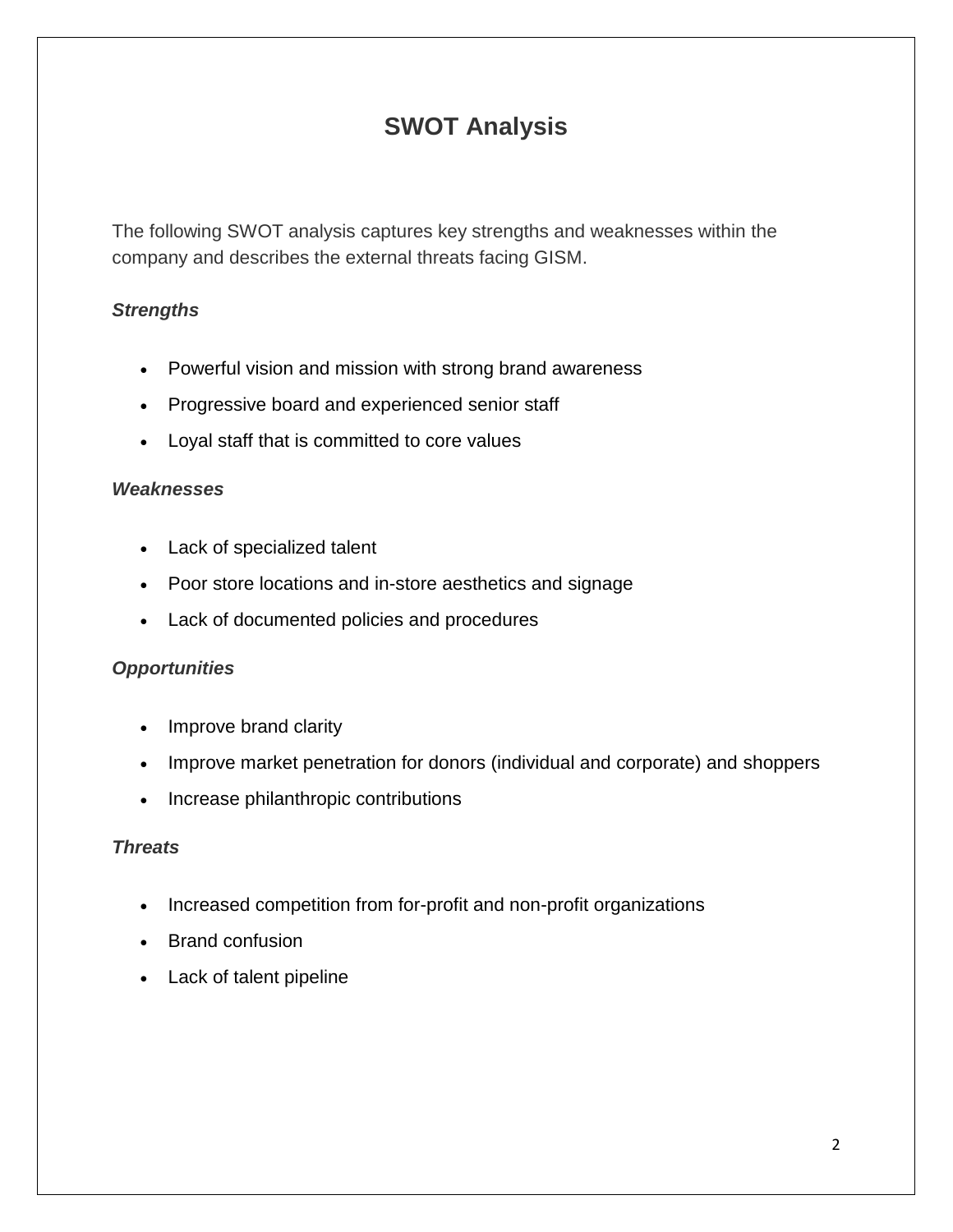# SWOT Analysis

The following SWOT analysis captures key strengths and weaknesses within the company and describes the external threats facing GISM.

***Strengths***

- Powerful vision and mission with strong brand awareness
- Progressive board and experienced senior staff
- Loyal staff that is committed to core values

***Weaknesses***

- Lack of specialized talent
- Poor store locations and in-store aesthetics and signage
- Lack of documented policies and procedures

***Opportunities***

- Improve brand clarity
- Improve market penetration for donors (individual and corporate) and shoppers
- Increase philanthropic contributions

***Threats***

- Increased competition from for-profit and non-profit organizations
- Brand confusion
- Lack of talent pipeline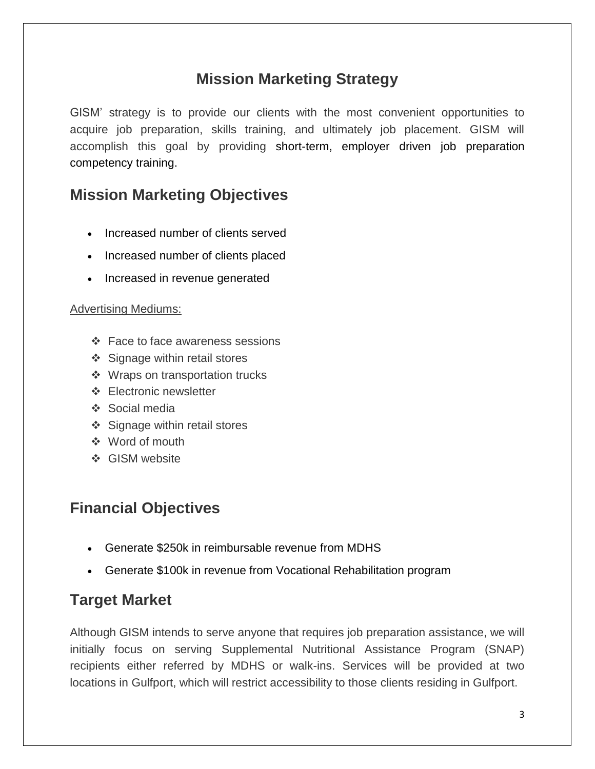## Mission Marketing Strategy

GISM' strategy is to provide our clients with the most convenient opportunities to acquire job preparation, skills training, and ultimately job placement. GISM will accomplish this goal by providing short-term, employer driven job preparation competency training.

## Mission Marketing Objectives

- Increased number of clients served
- Increased number of clients placed
- Increased in revenue generated

Advertising Mediums:

- ❖ Face to face awareness sessions
- ❖ Signage within retail stores
- ❖ Wraps on transportation trucks
- ❖ Electronic newsletter
- ❖ Social media
- ❖ Signage within retail stores
- ❖ Word of mouth
- ❖ GISM website

## Financial Objectives

- Generate $250k in reimbursable revenue from MDHS
- Generate $100k in revenue from Vocational Rehabilitation program

## Target Market

Although GISM intends to serve anyone that requires job preparation assistance, we will initially focus on serving Supplemental Nutritional Assistance Program (SNAP) recipients either referred by MDHS or walk-ins. Services will be provided at two locations in Gulfport, which will restrict accessibility to those clients residing in Gulfport.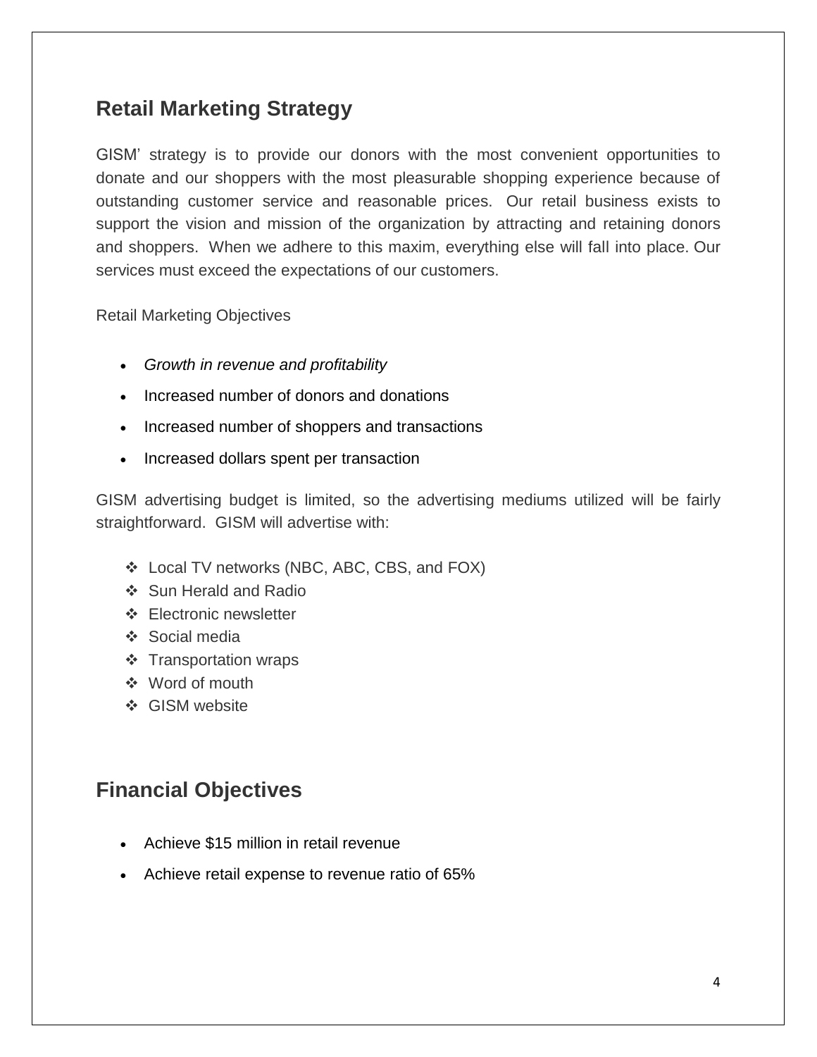## Retail Marketing Strategy

GISM' strategy is to provide our donors with the most convenient opportunities to donate and our shoppers with the most pleasurable shopping experience because of outstanding customer service and reasonable prices. Our retail business exists to support the vision and mission of the organization by attracting and retaining donors and shoppers. When we adhere to this maxim, everything else will fall into place. Our services must exceed the expectations of our customers.

Retail Marketing Objectives

- *Growth in revenue and profitability*
- Increased number of donors and donations
- Increased number of shoppers and transactions
- Increased dollars spent per transaction

GISM advertising budget is limited, so the advertising mediums utilized will be fairly straightforward. GISM will advertise with:

- Local TV networks (NBC, ABC, CBS, and FOX)
- Sun Herald and Radio
- Electronic newsletter
- Social media
- Transportation wraps
- Word of mouth
- GISM website

## Financial Objectives

- Achieve $15 million in retail revenue
- Achieve retail expense to revenue ratio of 65%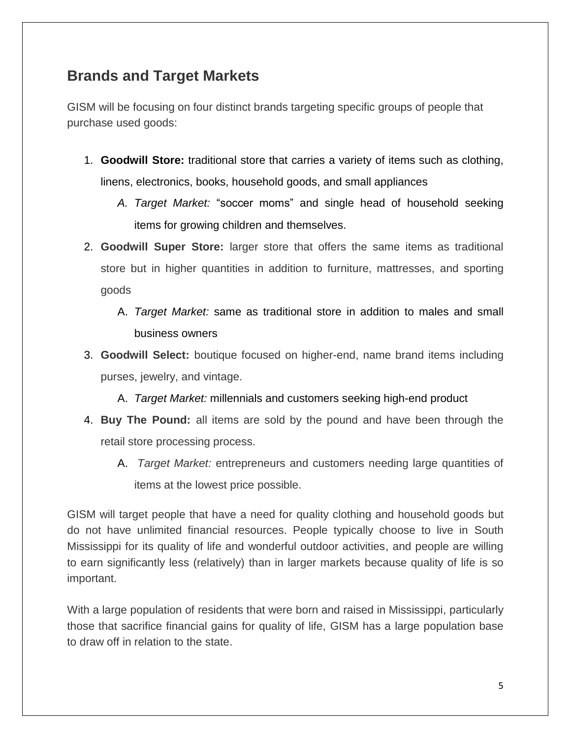## Brands and Target Markets

GISM will be focusing on four distinct brands targeting specific groups of people that purchase used goods:

1. **Goodwill Store:** traditional store that carries a variety of items such as clothing, linens, electronics, books, household goods, and small appliances
   A. *Target Market:* "soccer moms" and single head of household seeking items for growing children and themselves.
2. **Goodwill Super Store:** larger store that offers the same items as traditional store but in higher quantities in addition to furniture, mattresses, and sporting goods
   A. *Target Market:* same as traditional store in addition to males and small business owners
3. **Goodwill Select:** boutique focused on higher-end, name brand items including purses, jewelry, and vintage.
   A. *Target Market:* millennials and customers seeking high-end product
4. **Buy The Pound:** all items are sold by the pound and have been through the retail store processing process.
   A. *Target Market:* entrepreneurs and customers needing large quantities of items at the lowest price possible.

GISM will target people that have a need for quality clothing and household goods but do not have unlimited financial resources. People typically choose to live in South Mississippi for its quality of life and wonderful outdoor activities, and people are willing to earn significantly less (relatively) than in larger markets because quality of life is so important.

With a large population of residents that were born and raised in Mississippi, particularly those that sacrifice financial gains for quality of life, GISM has a large population base to draw off in relation to the state.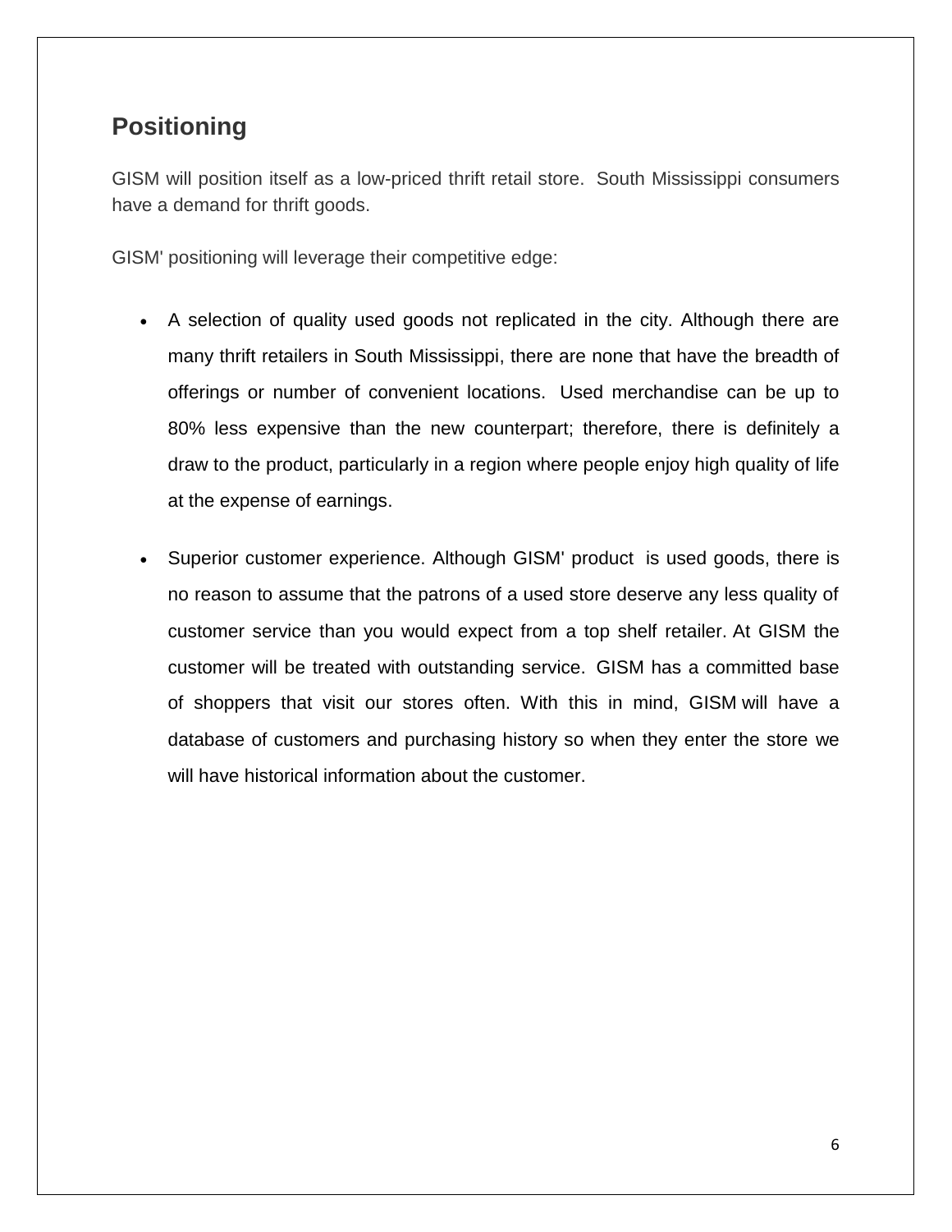## Positioning

GISM will position itself as a low-priced thrift retail store. South Mississippi consumers have a demand for thrift goods.

GISM' positioning will leverage their competitive edge:

- A selection of quality used goods not replicated in the city. Although there are many thrift retailers in South Mississippi, there are none that have the breadth of offerings or number of convenient locations. Used merchandise can be up to 80% less expensive than the new counterpart; therefore, there is definitely a draw to the product, particularly in a region where people enjoy high quality of life at the expense of earnings.

- Superior customer experience. Although GISM' product is used goods, there is no reason to assume that the patrons of a used store deserve any less quality of customer service than you would expect from a top shelf retailer. At GISM the customer will be treated with outstanding service. GISM has a committed base of shoppers that visit our stores often. With this in mind, GISM will have a database of customers and purchasing history so when they enter the store we will have historical information about the customer.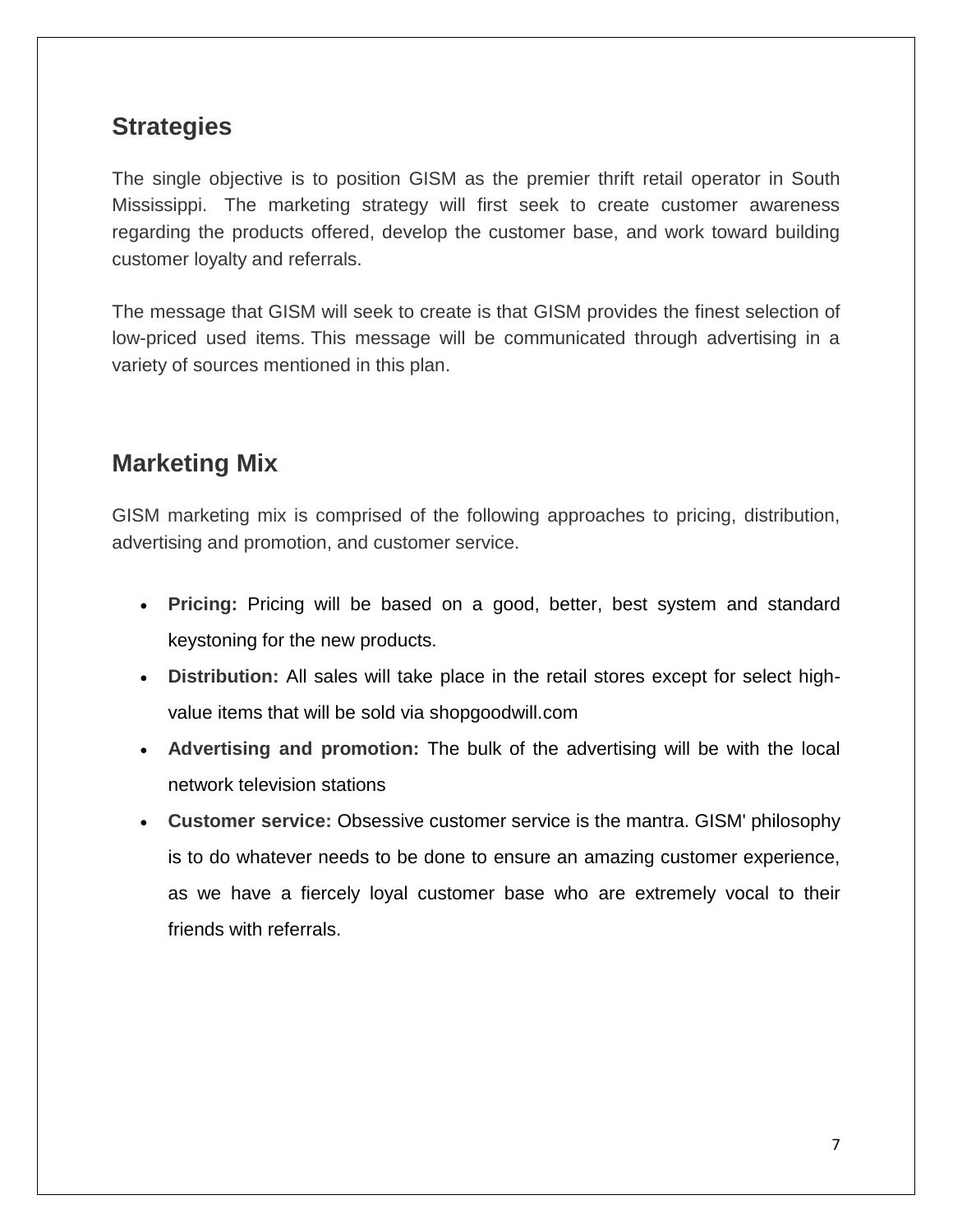## Strategies

The single objective is to position GISM as the premier thrift retail operator in South Mississippi. The marketing strategy will first seek to create customer awareness regarding the products offered, develop the customer base, and work toward building customer loyalty and referrals.

The message that GISM will seek to create is that GISM provides the finest selection of low-priced used items. This message will be communicated through advertising in a variety of sources mentioned in this plan.

## Marketing Mix

GISM marketing mix is comprised of the following approaches to pricing, distribution, advertising and promotion, and customer service.

- **Pricing:** Pricing will be based on a good, better, best system and standard keystoning for the new products.
- **Distribution:** All sales will take place in the retail stores except for select high-value items that will be sold via shopgoodwill.com
- **Advertising and promotion:** The bulk of the advertising will be with the local network television stations
- **Customer service:** Obsessive customer service is the mantra. GISM' philosophy is to do whatever needs to be done to ensure an amazing customer experience, as we have a fiercely loyal customer base who are extremely vocal to their friends with referrals.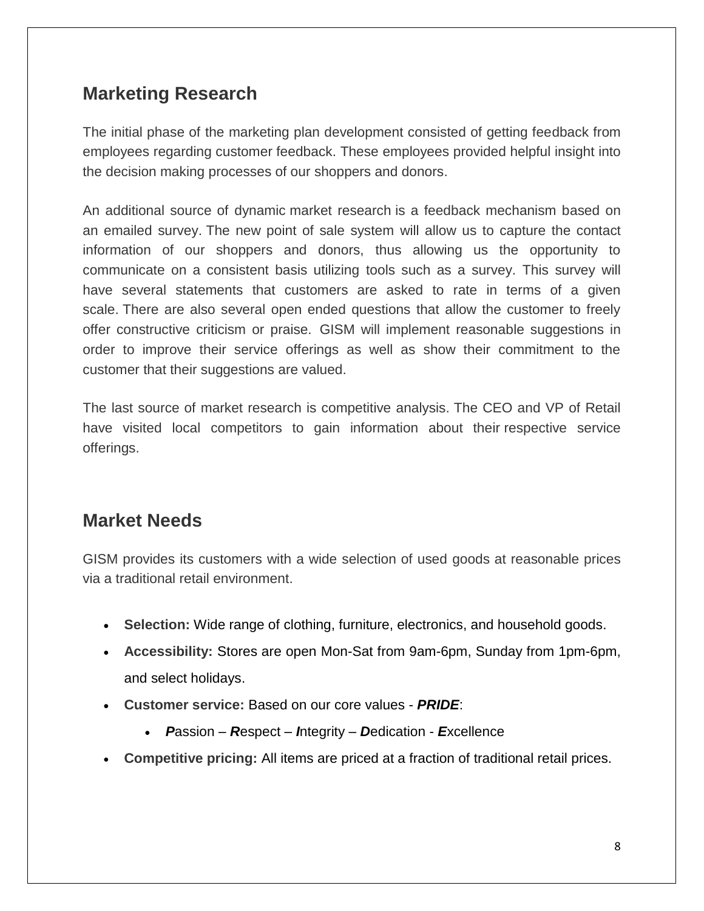## Marketing Research

The initial phase of the marketing plan development consisted of getting feedback from employees regarding customer feedback. These employees provided helpful insight into the decision making processes of our shoppers and donors.

An additional source of dynamic market research is a feedback mechanism based on an emailed survey. The new point of sale system will allow us to capture the contact information of our shoppers and donors, thus allowing us the opportunity to communicate on a consistent basis utilizing tools such as a survey. This survey will have several statements that customers are asked to rate in terms of a given scale. There are also several open ended questions that allow the customer to freely offer constructive criticism or praise. GISM will implement reasonable suggestions in order to improve their service offerings as well as show their commitment to the customer that their suggestions are valued.

The last source of market research is competitive analysis. The CEO and VP of Retail have visited local competitors to gain information about their respective service offerings.

## Market Needs

GISM provides its customers with a wide selection of used goods at reasonable prices via a traditional retail environment.

- **Selection:** Wide range of clothing, furniture, electronics, and household goods.
- **Accessibility:** Stores are open Mon-Sat from 9am-6pm, Sunday from 1pm-6pm, and select holidays.
- **Customer service:** Based on our core values - ***PRIDE***:
  - ***P***assion – ***R***espect – ***I***ntegrity – ***D***edication - ***E***xcellence
- **Competitive pricing:** All items are priced at a fraction of traditional retail prices.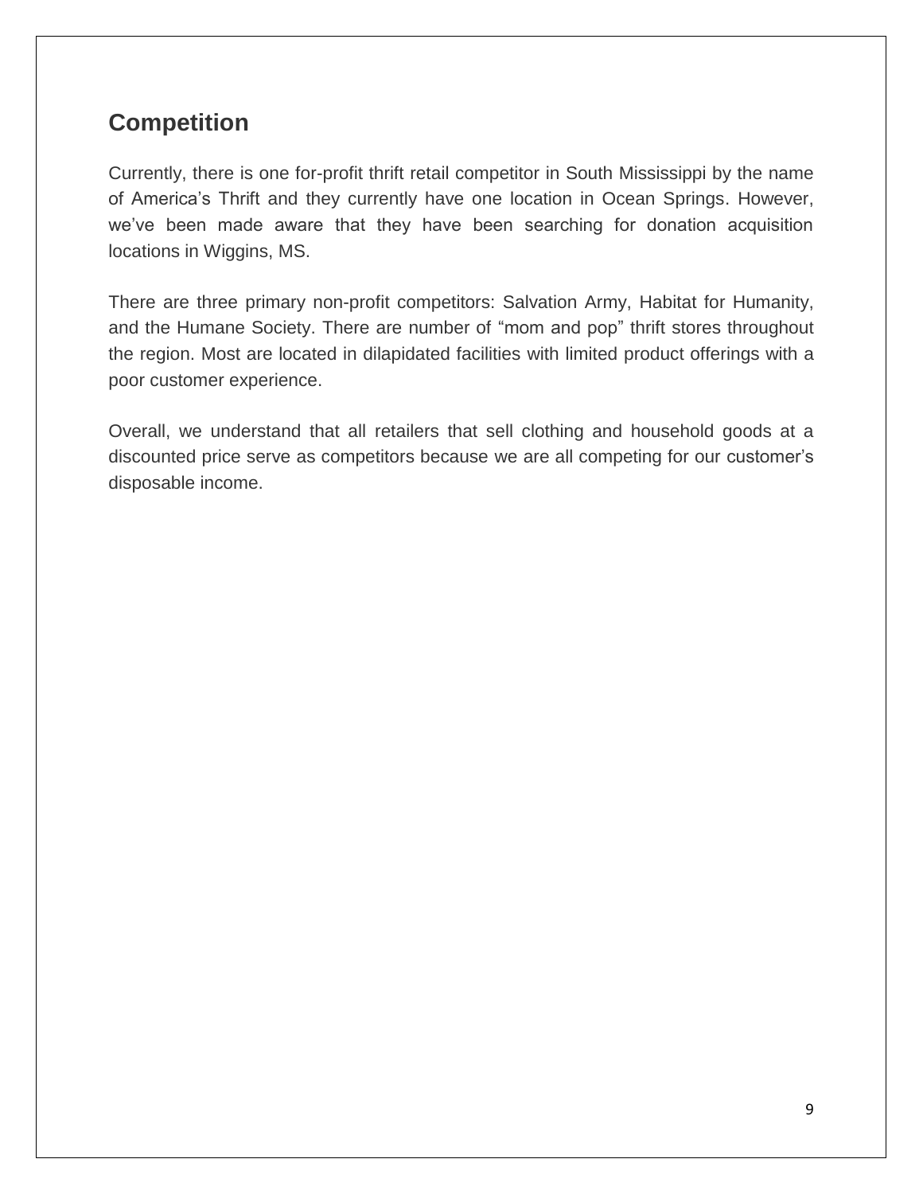## Competition

Currently, there is one for-profit thrift retail competitor in South Mississippi by the name of America's Thrift and they currently have one location in Ocean Springs. However, we've been made aware that they have been searching for donation acquisition locations in Wiggins, MS.

There are three primary non-profit competitors: Salvation Army, Habitat for Humanity, and the Humane Society. There are number of "mom and pop" thrift stores throughout the region. Most are located in dilapidated facilities with limited product offerings with a poor customer experience.

Overall, we understand that all retailers that sell clothing and household goods at a discounted price serve as competitors because we are all competing for our customer's disposable income.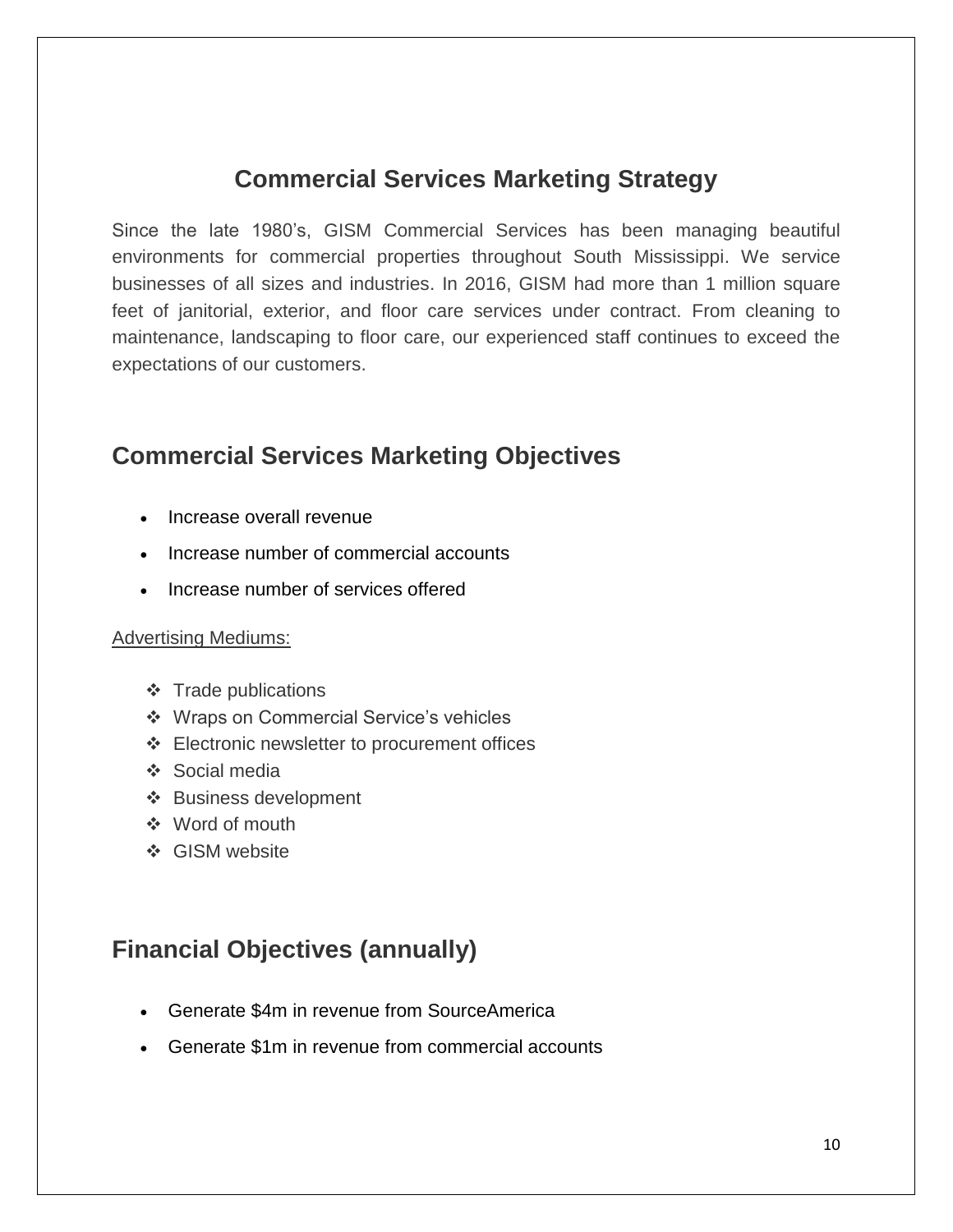# Commercial Services Marketing Strategy

Since the late 1980's, GISM Commercial Services has been managing beautiful environments for commercial properties throughout South Mississippi. We service businesses of all sizes and industries. In 2016, GISM had more than 1 million square feet of janitorial, exterior, and floor care services under contract. From cleaning to maintenance, landscaping to floor care, our experienced staff continues to exceed the expectations of our customers.

## Commercial Services Marketing Objectives

- Increase overall revenue
- Increase number of commercial accounts
- Increase number of services offered

<u>Advertising Mediums:</u>

- ❖ Trade publications
- ❖ Wraps on Commercial Service's vehicles
- ❖ Electronic newsletter to procurement offices
- ❖ Social media
- ❖ Business development
- ❖ Word of mouth
- ❖ GISM website

## Financial Objectives (annually)

- Generate $4m in revenue from SourceAmerica
- Generate $1m in revenue from commercial accounts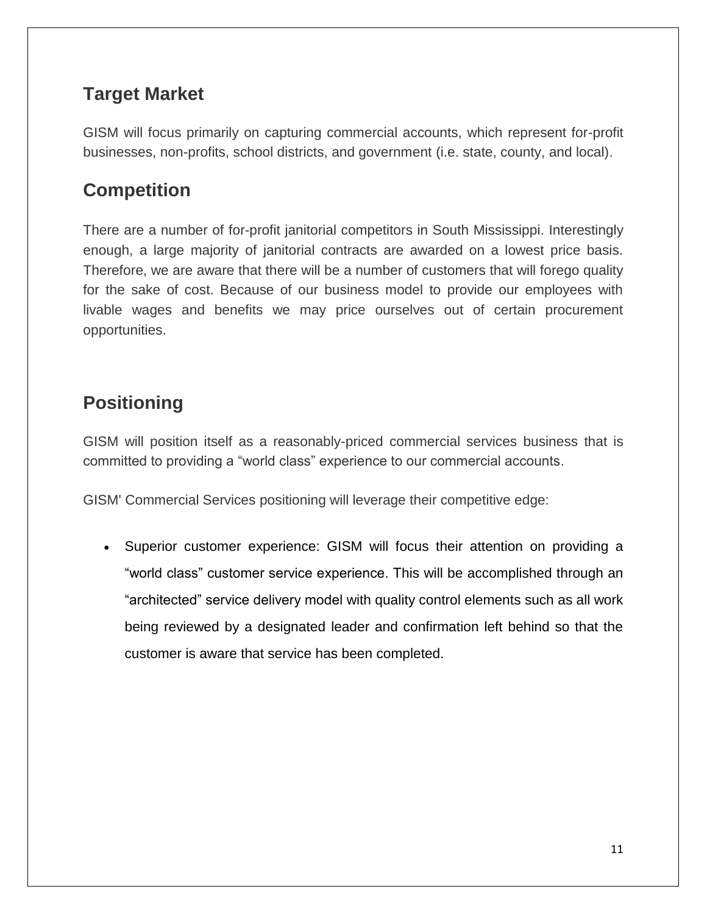## Target Market

GISM will focus primarily on capturing commercial accounts, which represent for-profit businesses, non-profits, school districts, and government (i.e. state, county, and local).

## Competition

There are a number of for-profit janitorial competitors in South Mississippi. Interestingly enough, a large majority of janitorial contracts are awarded on a lowest price basis. Therefore, we are aware that there will be a number of customers that will forego quality for the sake of cost. Because of our business model to provide our employees with livable wages and benefits we may price ourselves out of certain procurement opportunities.

## Positioning

GISM will position itself as a reasonably-priced commercial services business that is committed to providing a “world class” experience to our commercial accounts.

GISM' Commercial Services positioning will leverage their competitive edge:

- Superior customer experience: GISM will focus their attention on providing a “world class” customer service experience. This will be accomplished through an “architected” service delivery model with quality control elements such as all work being reviewed by a designated leader and confirmation left behind so that the customer is aware that service has been completed.